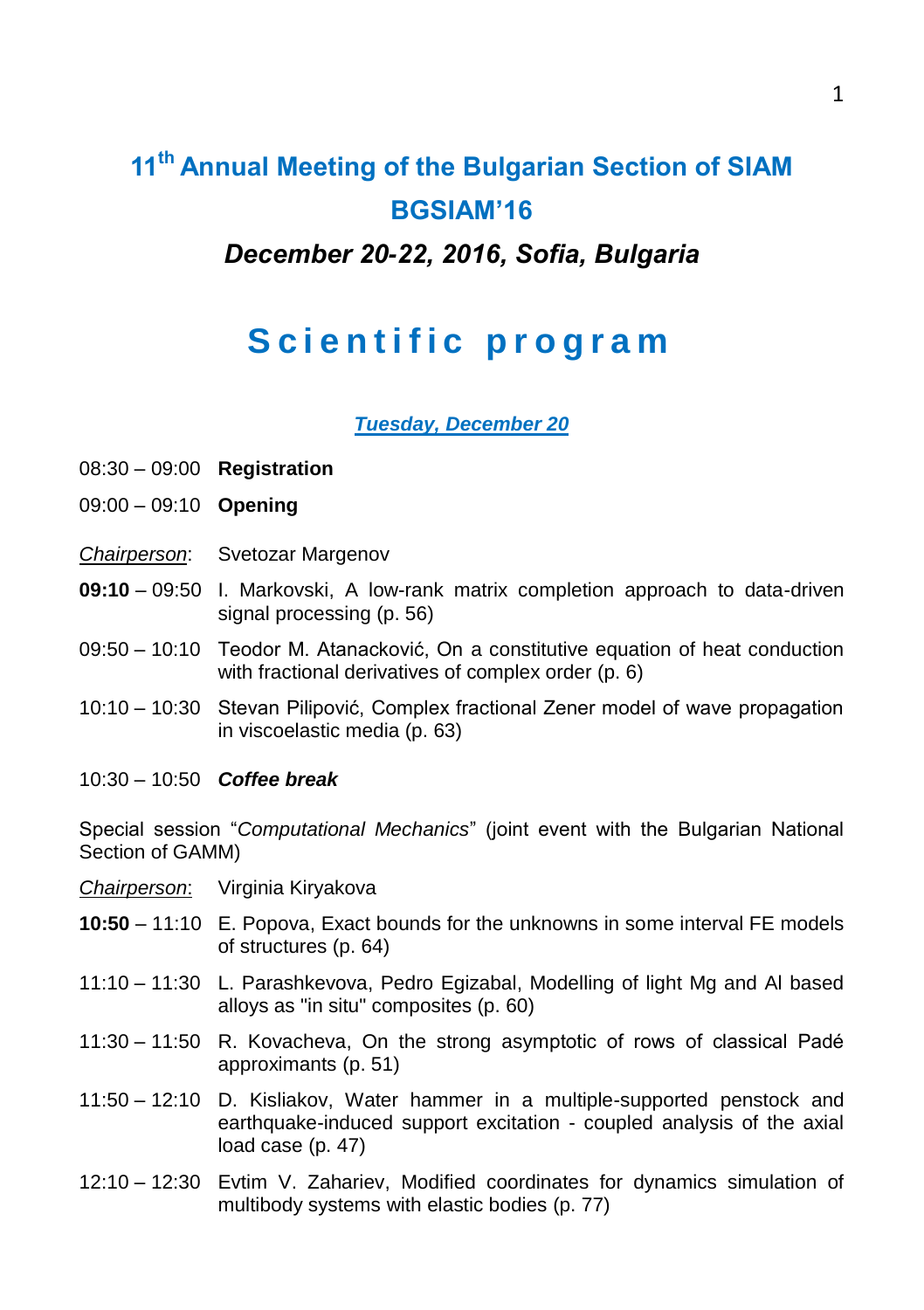# 11th Annual Meeting of the Bulgarian Section of SIAM

# BGSIAM'16

## *December 20-22, 2016, Sofia, Bulgaria*

# Scientific program

### *Tuesday, December 20*

08:30 – 09:00 **Registration**

09:00 – 09:10 **Opening**

*Chairperson*: Svetozar Margenov

**09:10** – 09:50 I. Markovski, A low-rank matrix completion approach to data-driven signal processing (p. 56)

09:50 – 10:10 Teodor M. Atanacković, On a constitutive equation of heat conduction with fractional derivatives of complex order (p. 6)

10:10 – 10:30 Stevan Pilipović, Complex fractional Zener model of wave propagation in viscoelastic media (p. 63)

10:30 – 10:50 ***Coffee break***

Special session "*Computational Mechanics*" (joint event with the Bulgarian National Section of GAMM)

*Chairperson*: Virginia Kiryakova

**10:50** – 11:10 E. Popova, Exact bounds for the unknowns in some interval FE models of structures (p. 64)

11:10 – 11:30 L. Parashkevova, Pedro Egizabal, Modelling of light Mg and Al based alloys as "in situ" composites (p. 60)

11:30 – 11:50 R. Kovacheva, On the strong asymptotic of rows of classical Padé approximants (p. 51)

11:50 – 12:10 D. Kisliakov, Water hammer in a multiple-supported penstock and earthquake-induced support excitation - coupled analysis of the axial load case (p. 47)

12:10 – 12:30 Evtim V. Zahariev, Modified coordinates for dynamics simulation of multibody systems with elastic bodies (p. 77)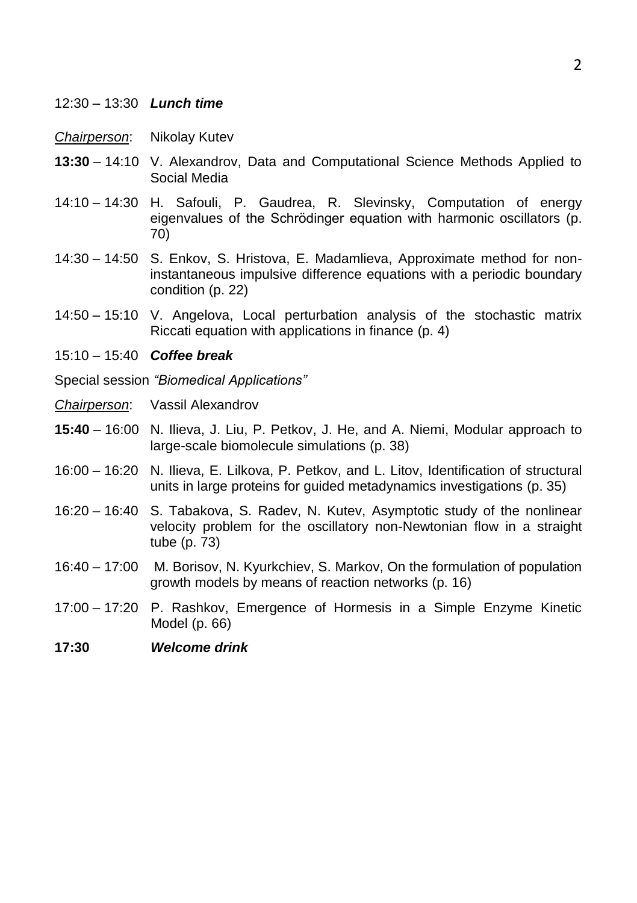12:30 – 13:30 ***Lunch time***

*Chairperson*: Nikolay Kutev

**13:30** – 14:10 V. Alexandrov, Data and Computational Science Methods Applied to Social Media

14:10 – 14:30 H. Safouli, P. Gaudrea, R. Slevinsky, Computation of energy eigenvalues of the Schrödinger equation with harmonic oscillators (p. 70)

14:30 – 14:50 S. Enkov, S. Hristova, E. Madamlieva, Approximate method for non-instantaneous impulsive difference equations with a periodic boundary condition (p. 22)

14:50 – 15:10 V. Angelova, Local perturbation analysis of the stochastic matrix Riccati equation with applications in finance (p. 4)

15:10 – 15:40 ***Coffee break***

Special session *"Biomedical Applications"*

*Chairperson*: Vassil Alexandrov

**15:40** – 16:00 N. Ilieva, J. Liu, P. Petkov, J. He, and A. Niemi, Modular approach to large-scale biomolecule simulations (p. 38)

16:00 – 16:20 N. Ilieva, E. Lilkova, P. Petkov, and L. Litov, Identification of structural units in large proteins for guided metadynamics investigations (p. 35)

16:20 – 16:40 S. Tabakova, S. Radev, N. Kutev, Asymptotic study of the nonlinear velocity problem for the oscillatory non-Newtonian flow in a straight tube (p. 73)

16:40 – 17:00 M. Borisov, N. Kyurkchiev, S. Markov, On the formulation of population growth models by means of reaction networks (p. 16)

17:00 – 17:20 P. Rashkov, Emergence of Hormesis in a Simple Enzyme Kinetic Model (p. 66)

**17:30** ***Welcome drink***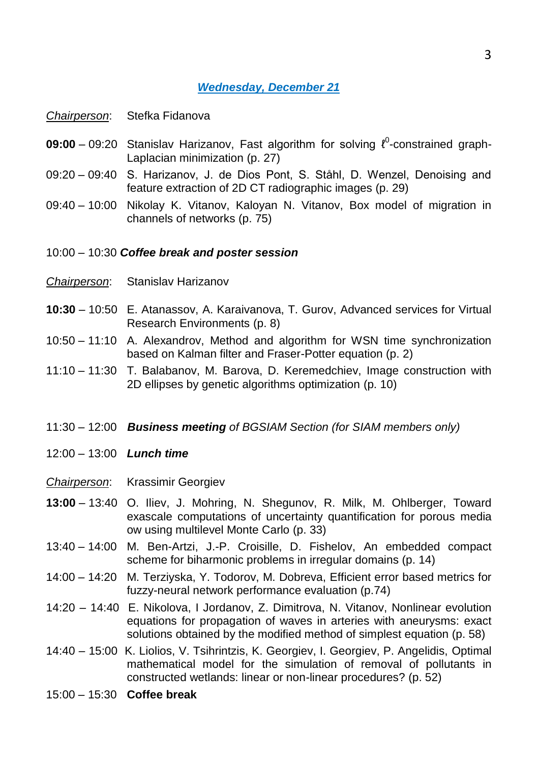## ***Wednesday, December 21***

*Chairperson*: Stefka Fidanova

**09:00** – 09:20 Stanislav Harizanov, Fast algorithm for solving $\ell^0$-constrained graph-Laplacian minimization (p. 27)

09:20 – 09:40 S. Harizanov, J. de Dios Pont, S. Ståhl, D. Wenzel, Denoising and feature extraction of 2D CT radiographic images (p. 29)

09:40 – 10:00 Nikolay K. Vitanov, Kaloyan N. Vitanov, Box model of migration in channels of networks (p. 75)

10:00 – 10:30 ***Coffee break and poster session***

*Chairperson*: Stanislav Harizanov

**10:30** – 10:50 E. Atanassov, A. Karaivanova, T. Gurov, Advanced services for Virtual Research Environments (p. 8)

10:50 – 11:10 A. Alexandrov, Method and algorithm for WSN time synchronization based on Kalman filter and Fraser-Potter equation (p. 2)

11:10 – 11:30 T. Balabanov, M. Barova, D. Keremedchiev, Image construction with 2D ellipses by genetic algorithms optimization (p. 10)

11:30 – 12:00 ***Business meeting*** *of BGSIAM Section (for SIAM members only)*

12:00 – 13:00 ***Lunch time***

*Chairperson*: Krassimir Georgiev

**13:00** – 13:40 O. Iliev, J. Mohring, N. Shegunov, R. Milk, M. Ohlberger, Toward exascale computations of uncertainty quantification for porous media ow using multilevel Monte Carlo (p. 33)

13:40 – 14:00 M. Ben-Artzi, J.-P. Croisille, D. Fishelov, An embedded compact scheme for biharmonic problems in irregular domains (p. 14)

14:00 – 14:20 M. Terziyska, Y. Todorov, M. Dobreva, Efficient error based metrics for fuzzy-neural network performance evaluation (p.74)

14:20 – 14:40 E. Nikolova, I Jordanov, Z. Dimitrova, N. Vitanov, Nonlinear evolution equations for propagation of waves in arteries with aneurysms: exact solutions obtained by the modified method of simplest equation (p. 58)

14:40 – 15:00 K. Liolios, V. Tsihrintzis, K. Georgiev, I. Georgiev, P. Angelidis, Optimal mathematical model for the simulation of removal of pollutants in constructed wetlands: linear or non-linear procedures? (p. 52)

15:00 – 15:30 **Coffee break**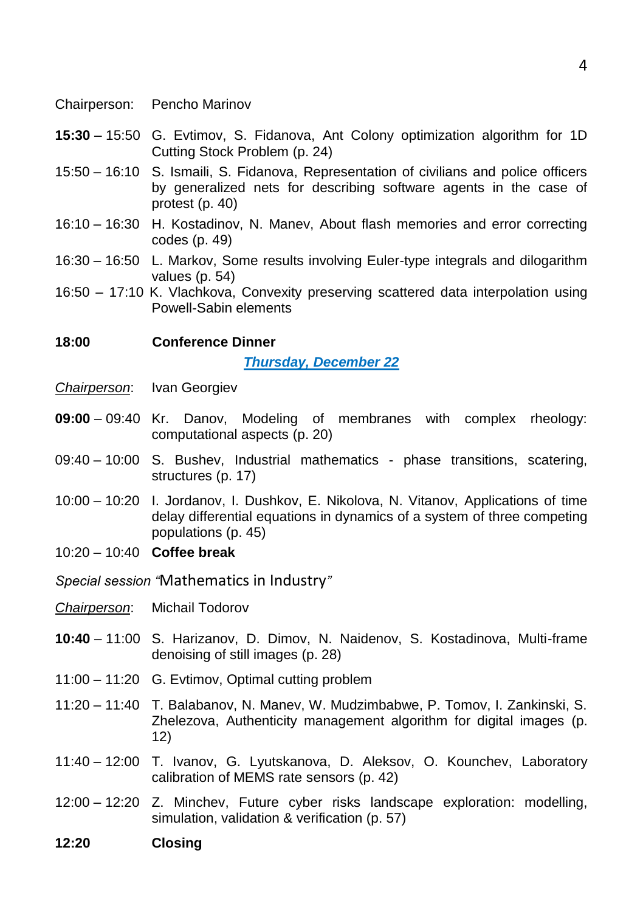Chairperson: Pencho Marinov

**15:30** – 15:50 G. Evtimov, S. Fidanova, Ant Colony optimization algorithm for 1D Cutting Stock Problem (p. 24)

15:50 – 16:10 S. Ismaili, S. Fidanova, Representation of civilians and police officers by generalized nets for describing software agents in the case of protest (p. 40)

16:10 – 16:30 H. Kostadinov, N. Manev, About flash memories and error correcting codes (p. 49)

16:30 – 16:50 L. Markov, Some results involving Euler-type integrals and dilogarithm values (p. 54)

16:50 – 17:10 K. Vlachkova, Convexity preserving scattered data interpolation using Powell-Sabin elements

**18:00** **Conference Dinner**

## ***Thursday, December 22***

*Chairperson*: Ivan Georgiev

**09:00** – 09:40 Kr. Danov, Modeling of membranes with complex rheology: computational aspects (p. 20)

09:40 – 10:00 S. Bushev, Industrial mathematics - phase transitions, scatering, structures (p. 17)

10:00 – 10:20 I. Jordanov, I. Dushkov, E. Nikolova, N. Vitanov, Applications of time delay differential equations in dynamics of a system of three competing populations (p. 45)

10:20 – 10:40 **Coffee break**

*Special session "*Mathematics in Industry*"*

*Chairperson*: Michail Todorov

**10:40** – 11:00 S. Harizanov, D. Dimov, N. Naidenov, S. Kostadinova, Multi-frame denoising of still images (p. 28)

11:00 – 11:20 G. Evtimov, Optimal cutting problem

11:20 – 11:40 T. Balabanov, N. Manev, W. Mudzimbabwe, P. Tomov, I. Zankinski, S. Zhelezova, Authenticity management algorithm for digital images (p. 12)

11:40 – 12:00 T. Ivanov, G. Lyutskanova, D. Aleksov, O. Kounchev, Laboratory calibration of MEMS rate sensors (p. 42)

12:00 – 12:20 Z. Minchev, Future cyber risks landscape exploration: modelling, simulation, validation & verification (p. 57)

**12:20** **Closing**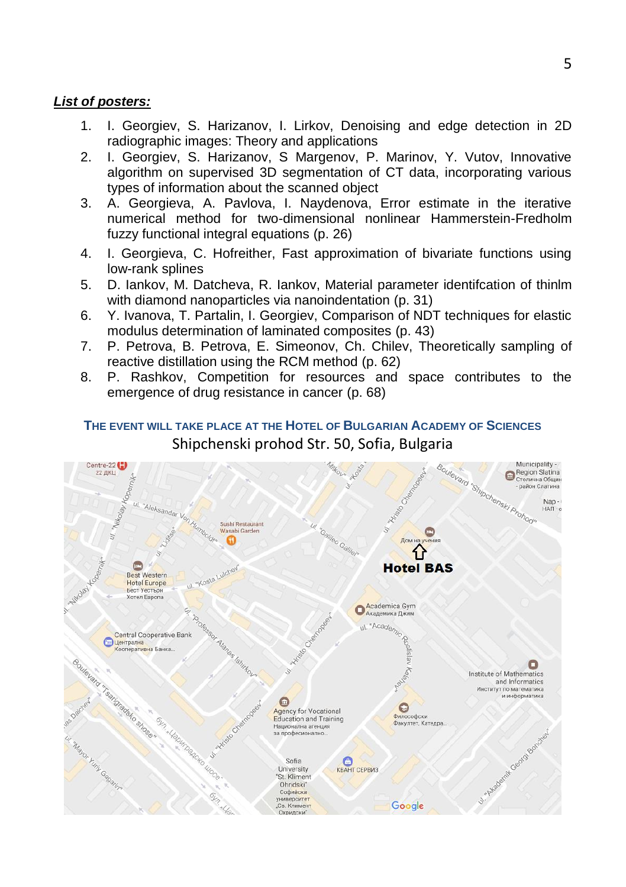***List of posters:***

1. I. Georgiev, S. Harizanov, I. Lirkov, Denoising and edge detection in 2D radiographic images: Theory and applications
2. I. Georgiev, S. Harizanov, S Margenov, P. Marinov, Y. Vutov, Innovative algorithm on supervised 3D segmentation of CT data, incorporating various types of information about the scanned object
3. A. Georgieva, A. Pavlova, I. Naydenova, Error estimate in the iterative numerical method for two-dimensional nonlinear Hammerstein-Fredholm fuzzy functional integral equations (p. 26)
4. I. Georgieva, C. Hofreither, Fast approximation of bivariate functions using low-rank splines
5. D. Iankov, M. Datcheva, R. Iankov, Material parameter identifcation of thinlm with diamond nanoparticles via nanoindentation (p. 31)
6. Y. Ivanova, T. Partalin, I. Georgiev, Comparison of NDT techniques for elastic modulus determination of laminated composites (p. 43)
7. P. Petrova, B. Petrova, E. Simeonov, Ch. Chilev, Theoretically sampling of reactive distillation using the RCM method (p. 62)
8. P. Rashkov, Competition for resources and space contributes to the emergence of drug resistance in cancer (p. 68)

**THE EVENT WILL TAKE PLACE AT THE HOTEL OF BULGARIAN ACADEMY OF SCIENCES**

Shipchenski prohod Str. 50, Sofia, Bulgaria